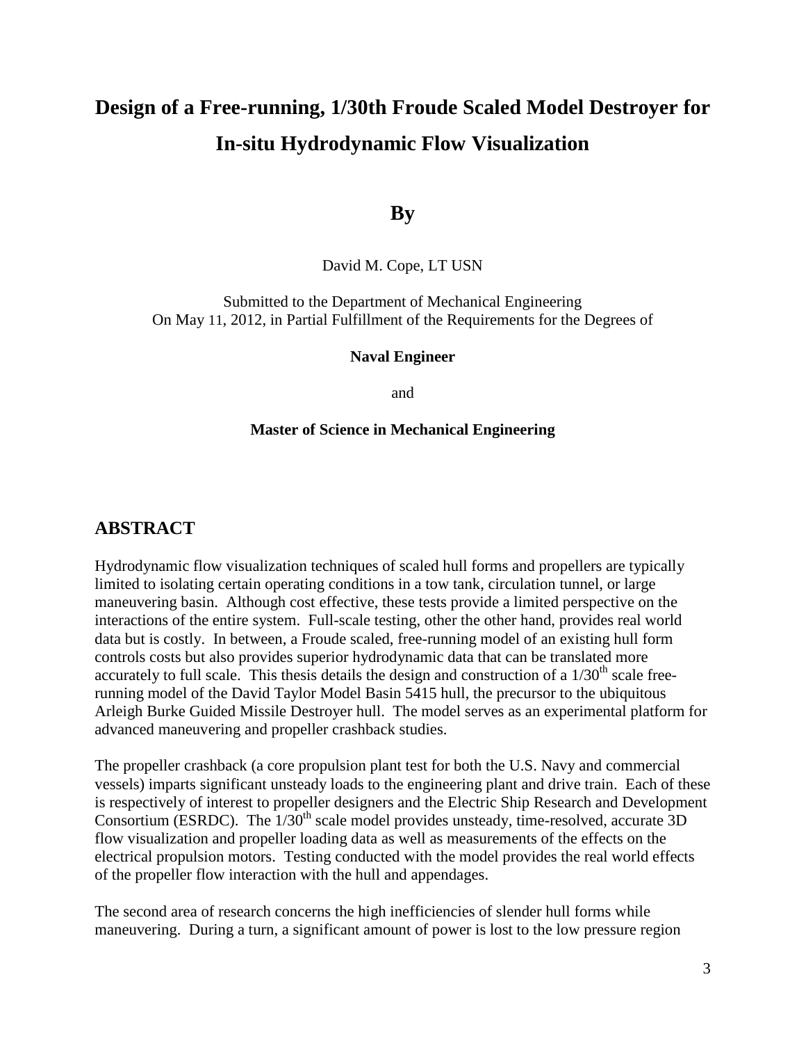# Design of a Free-running, 1/30th Froude Scaled Model Destroyer for In-situ Hydrodynamic Flow Visualization

## By

David M. Cope, LT USN

Submitted to the Department of Mechanical Engineering
On May 11, 2012, in Partial Fulfillment of the Requirements for the Degrees of

**Naval Engineer**

and

**Master of Science in Mechanical Engineering**

## ABSTRACT

Hydrodynamic flow visualization techniques of scaled hull forms and propellers are typically limited to isolating certain operating conditions in a tow tank, circulation tunnel, or large maneuvering basin. Although cost effective, these tests provide a limited perspective on the interactions of the entire system. Full-scale testing, other the other hand, provides real world data but is costly. In between, a Froude scaled, free-running model of an existing hull form controls costs but also provides superior hydrodynamic data that can be translated more accurately to full scale. This thesis details the design and construction of a $1/30^{th}$ scale free-running model of the David Taylor Model Basin 5415 hull, the precursor to the ubiquitous Arleigh Burke Guided Missile Destroyer hull. The model serves as an experimental platform for advanced maneuvering and propeller crashback studies.

The propeller crashback (a core propulsion plant test for both the U.S. Navy and commercial vessels) imparts significant unsteady loads to the engineering plant and drive train. Each of these is respectively of interest to propeller designers and the Electric Ship Research and Development Consortium (ESRDC). The $1/30^{th}$ scale model provides unsteady, time-resolved, accurate 3D flow visualization and propeller loading data as well as measurements of the effects on the electrical propulsion motors. Testing conducted with the model provides the real world effects of the propeller flow interaction with the hull and appendages.

The second area of research concerns the high inefficiencies of slender hull forms while maneuvering. During a turn, a significant amount of power is lost to the low pressure region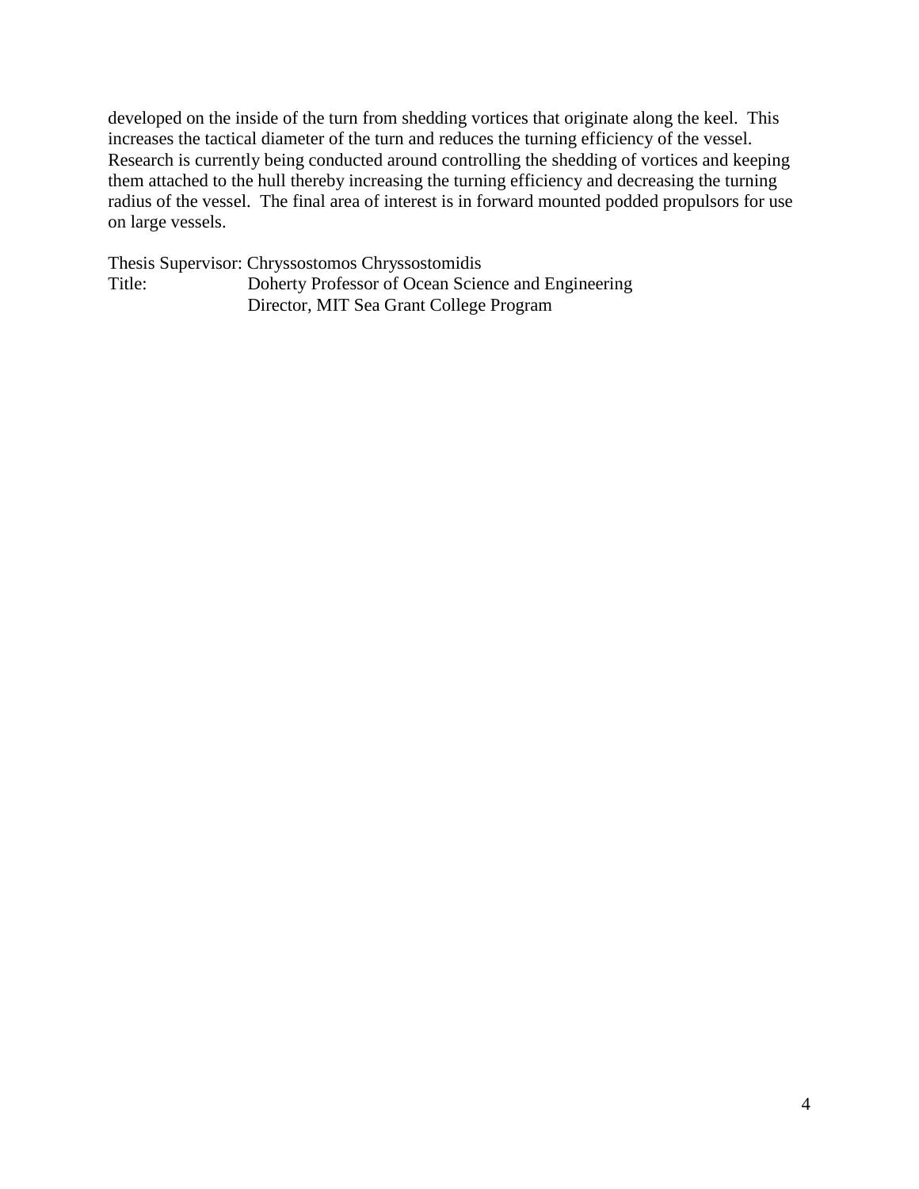developed on the inside of the turn from shedding vortices that originate along the keel. This increases the tactical diameter of the turn and reduces the turning efficiency of the vessel. Research is currently being conducted around controlling the shedding of vortices and keeping them attached to the hull thereby increasing the turning efficiency and decreasing the turning radius of the vessel. The final area of interest is in forward mounted podded propulsors for use on large vessels.

Thesis Supervisor: Chryssostomos Chryssostomidis
Title: Doherty Professor of Ocean Science and Engineering
Director, MIT Sea Grant College Program